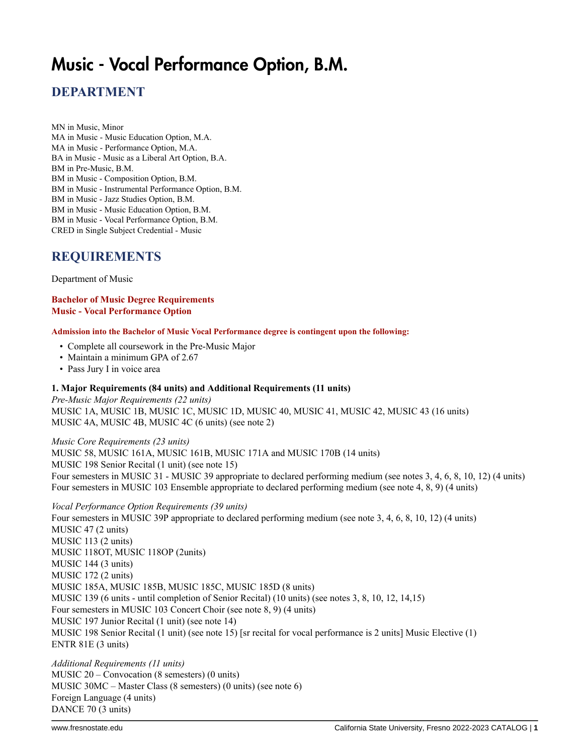# Music - Vocal Performance Option, B.M.

## DEPARTMENT

MN in Music, Minor
MA in Music - Music Education Option, M.A.
MA in Music - Performance Option, M.A.
BA in Music - Music as a Liberal Art Option, B.A.
BM in Pre-Music, B.M.
BM in Music - Composition Option, B.M.
BM in Music - Instrumental Performance Option, B.M.
BM in Music - Jazz Studies Option, B.M.
BM in Music - Music Education Option, B.M.
BM in Music - Vocal Performance Option, B.M.
CRED in Single Subject Credential - Music

## REQUIREMENTS

Department of Music

**Bachelor of Music Degree Requirements**
**Music - Vocal Performance Option**

**Admission into the Bachelor of Music Vocal Performance degree is contingent upon the following:**

- Complete all coursework in the Pre-Music Major
- Maintain a minimum GPA of 2.67
- Pass Jury I in voice area

**1. Major Requirements (84 units) and Additional Requirements (11 units)**
*Pre-Music Major Requirements (22 units)*
MUSIC 1A, MUSIC 1B, MUSIC 1C, MUSIC 1D, MUSIC 40, MUSIC 41, MUSIC 42, MUSIC 43 (16 units)
MUSIC 4A, MUSIC 4B, MUSIC 4C (6 units) (see note 2)

*Music Core Requirements (23 units)*
MUSIC 58, MUSIC 161A, MUSIC 161B, MUSIC 171A and MUSIC 170B (14 units)
MUSIC 198 Senior Recital (1 unit) (see note 15)
Four semesters in MUSIC 31 - MUSIC 39 appropriate to declared performing medium (see notes 3, 4, 6, 8, 10, 12) (4 units)
Four semesters in MUSIC 103 Ensemble appropriate to declared performing medium (see note 4, 8, 9) (4 units)

*Vocal Performance Option Requirements (39 units)*
Four semesters in MUSIC 39P appropriate to declared performing medium (see note 3, 4, 6, 8, 10, 12) (4 units)
MUSIC 47 (2 units)
MUSIC 113 (2 units)
MUSIC 118OT, MUSIC 118OP (2units)
MUSIC 144 (3 units)
MUSIC 172 (2 units)
MUSIC 185A, MUSIC 185B, MUSIC 185C, MUSIC 185D (8 units)
MUSIC 139 (6 units - until completion of Senior Recital) (10 units) (see notes 3, 8, 10, 12, 14,15)
Four semesters in MUSIC 103 Concert Choir (see note 8, 9) (4 units)
MUSIC 197 Junior Recital (1 unit) (see note 14)
MUSIC 198 Senior Recital (1 unit) (see note 15) [sr recital for vocal performance is 2 units] Music Elective (1)
ENTR 81E (3 units)

*Additional Requirements (11 units)*
MUSIC 20 – Convocation (8 semesters) (0 units)
MUSIC 30MC – Master Class (8 semesters) (0 units) (see note 6)
Foreign Language (4 units)
DANCE 70 (3 units)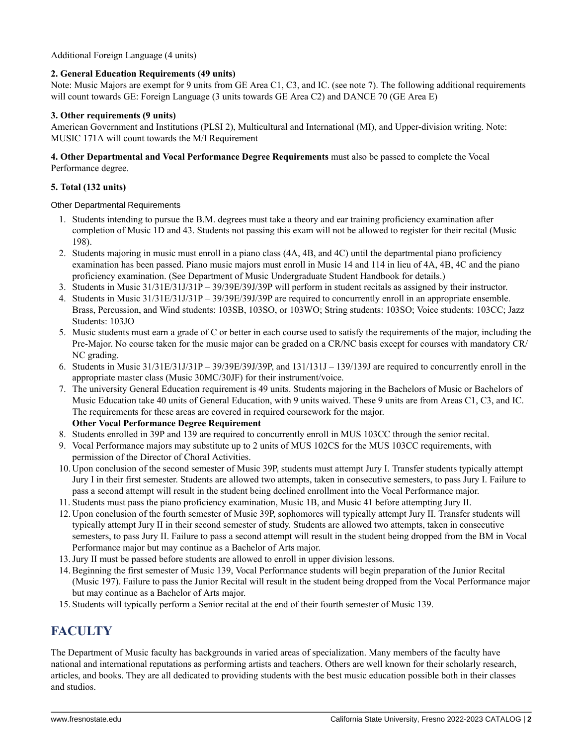Additional Foreign Language (4 units)

**2. General Education Requirements (49 units)**
Note: Music Majors are exempt for 9 units from GE Area C1, C3, and IC. (see note 7). The following additional requirements will count towards GE: Foreign Language (3 units towards GE Area C2) and DANCE 70 (GE Area E)

**3. Other requirements (9 units)**
American Government and Institutions (PLSI 2), Multicultural and International (MI), and Upper-division writing. Note: MUSIC 171A will count towards the M/I Requirement

**4. Other Departmental and Vocal Performance Degree Requirements** must also be passed to complete the Vocal Performance degree.

**5. Total (132 units)**

Other Departmental Requirements

1. Students intending to pursue the B.M. degrees must take a theory and ear training proficiency examination after completion of Music 1D and 43. Students not passing this exam will not be allowed to register for their recital (Music 198).
2. Students majoring in music must enroll in a piano class (4A, 4B, and 4C) until the departmental piano proficiency examination has been passed. Piano music majors must enroll in Music 14 and 114 in lieu of 4A, 4B, 4C and the piano proficiency examination. (See Department of Music Undergraduate Student Handbook for details.)
3. Students in Music 31/31E/31J/31P – 39/39E/39J/39P will perform in student recitals as assigned by their instructor.
4. Students in Music 31/31E/31J/31P – 39/39E/39J/39P are required to concurrently enroll in an appropriate ensemble. Brass, Percussion, and Wind students: 103SB, 103SO, or 103WO; String students: 103SO; Voice students: 103CC; Jazz Students: 103JO
5. Music students must earn a grade of C or better in each course used to satisfy the requirements of the major, including the Pre-Major. No course taken for the music major can be graded on a CR/NC basis except for courses with mandatory CR/NC grading.
6. Students in Music 31/31E/31J/31P – 39/39E/39J/39P, and 131/131J – 139/139J are required to concurrently enroll in the appropriate master class (Music 30MC/30JF) for their instrument/voice.
7. The university General Education requirement is 49 units. Students majoring in the Bachelors of Music or Bachelors of Music Education take 40 units of General Education, with 9 units waived. These 9 units are from Areas C1, C3, and IC. The requirements for these areas are covered in required coursework for the major.
   **Other Vocal Performance Degree Requirement**
8. Students enrolled in 39P and 139 are required to concurrently enroll in MUS 103CC through the senior recital.
9. Vocal Performance majors may substitute up to 2 units of MUS 102CS for the MUS 103CC requirements, with permission of the Director of Choral Activities.
10. Upon conclusion of the second semester of Music 39P, students must attempt Jury I. Transfer students typically attempt Jury I in their first semester. Students are allowed two attempts, taken in consecutive semesters, to pass Jury I. Failure to pass a second attempt will result in the student being declined enrollment into the Vocal Performance major.
11. Students must pass the piano proficiency examination, Music 1B, and Music 41 before attempting Jury II.
12. Upon conclusion of the fourth semester of Music 39P, sophomores will typically attempt Jury II. Transfer students will typically attempt Jury II in their second semester of study. Students are allowed two attempts, taken in consecutive semesters, to pass Jury II. Failure to pass a second attempt will result in the student being dropped from the BM in Vocal Performance major but may continue as a Bachelor of Arts major.
13. Jury II must be passed before students are allowed to enroll in upper division lessons.
14. Beginning the first semester of Music 139, Vocal Performance students will begin preparation of the Junior Recital (Music 197). Failure to pass the Junior Recital will result in the student being dropped from the Vocal Performance major but may continue as a Bachelor of Arts major.
15. Students will typically perform a Senior recital at the end of their fourth semester of Music 139.

## FACULTY

The Department of Music faculty has backgrounds in varied areas of specialization. Many members of the faculty have national and international reputations as performing artists and teachers. Others are well known for their scholarly research, articles, and books. They are all dedicated to providing students with the best music education possible both in their classes and studios.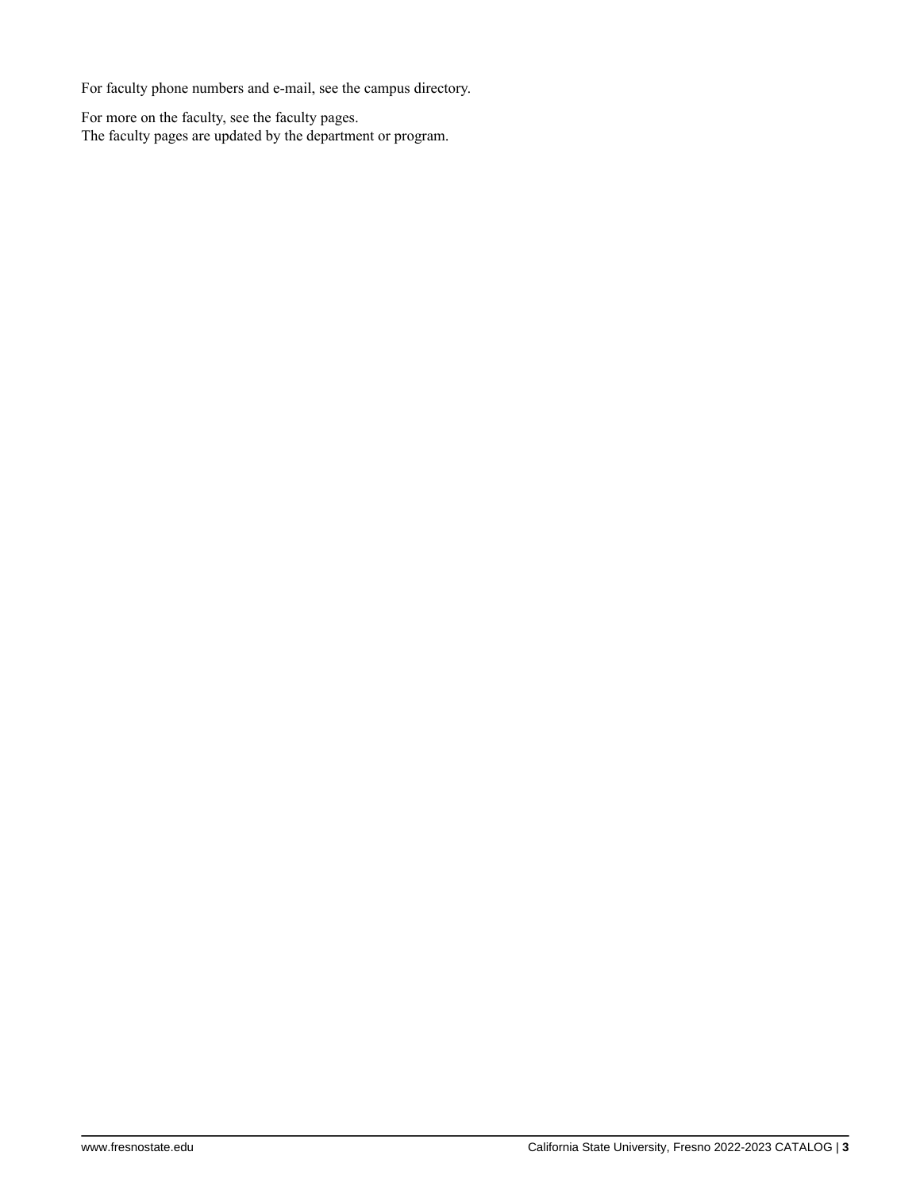For faculty phone numbers and e-mail, see the campus directory.

For more on the faculty, see the faculty pages.
The faculty pages are updated by the department or program.